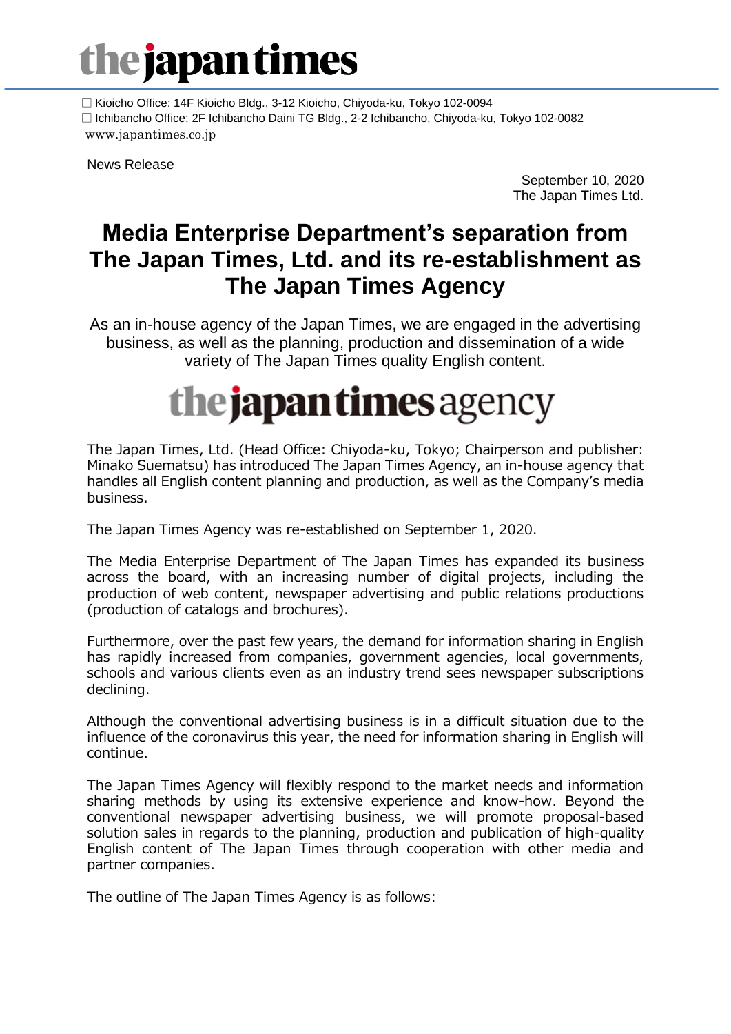# the japan times

☐ Kioicho Office: 14F Kioicho Bldg., 3-12 Kioicho, Chiyoda-ku, Tokyo 102-0094
☐ Ichibancho Office: 2F Ichibancho Daini TG Bldg., 2-2 Ichibancho, Chiyoda-ku, Tokyo 102-0082
www.japantimes.co.jp

News Release

September 10, 2020
The Japan Times Ltd.

# Media Enterprise Department's separation from The Japan Times, Ltd. and its re-establishment as The Japan Times Agency

As an in-house agency of the Japan Times, we are engaged in the advertising business, as well as the planning, production and dissemination of a wide variety of The Japan Times quality English content.

**the japan times agency**

The Japan Times, Ltd. (Head Office: Chiyoda-ku, Tokyo; Chairperson and publisher: Minako Suematsu) has introduced The Japan Times Agency, an in-house agency that handles all English content planning and production, as well as the Company's media business.

The Japan Times Agency was re-established on September 1, 2020.

The Media Enterprise Department of The Japan Times has expanded its business across the board, with an increasing number of digital projects, including the production of web content, newspaper advertising and public relations productions (production of catalogs and brochures).

Furthermore, over the past few years, the demand for information sharing in English has rapidly increased from companies, government agencies, local governments, schools and various clients even as an industry trend sees newspaper subscriptions declining.

Although the conventional advertising business is in a difficult situation due to the influence of the coronavirus this year, the need for information sharing in English will continue.

The Japan Times Agency will flexibly respond to the market needs and information sharing methods by using its extensive experience and know-how. Beyond the conventional newspaper advertising business, we will promote proposal-based solution sales in regards to the planning, production and publication of high-quality English content of The Japan Times through cooperation with other media and partner companies.

The outline of The Japan Times Agency is as follows: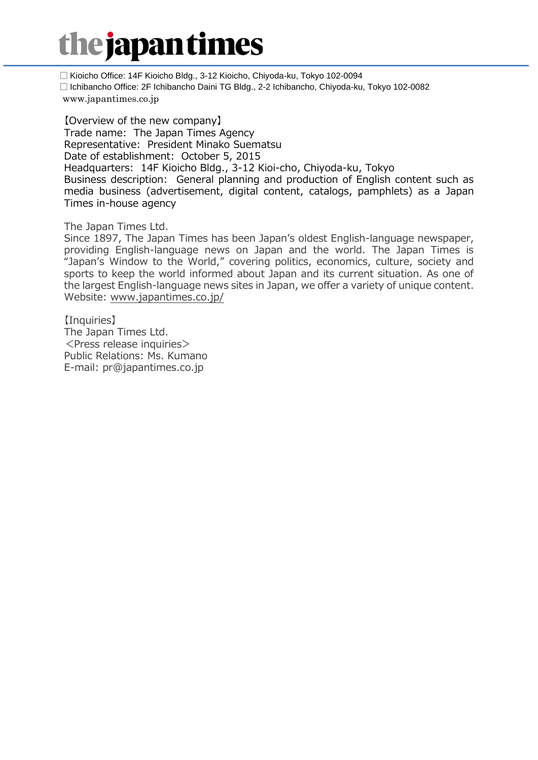the japan times

□ Kioicho Office: 14F Kioicho Bldg., 3-12 Kioicho, Chiyoda-ku, Tokyo 102-0094
□ Ichibancho Office: 2F Ichibancho Daini TG Bldg., 2-2 Ichibancho, Chiyoda-ku, Tokyo 102-0082
www.japantimes.co.jp

【Overview of the new company】
Trade name: The Japan Times Agency
Representative: President Minako Suematsu
Date of establishment: October 5, 2015
Headquarters: 14F Kioicho Bldg., 3-12 Kioi-cho, Chiyoda-ku, Tokyo
Business description: General planning and production of English content such as media business (advertisement, digital content, catalogs, pamphlets) as a Japan Times in-house agency

The Japan Times Ltd.
Since 1897, The Japan Times has been Japan's oldest English-language newspaper, providing English-language news on Japan and the world. The Japan Times is "Japan's Window to the World," covering politics, economics, culture, society and sports to keep the world informed about Japan and its current situation. As one of the largest English-language news sites in Japan, we offer a variety of unique content.
Website: www.japantimes.co.jp/

【Inquiries】
The Japan Times Ltd.
＜Press release inquiries＞
Public Relations: Ms. Kumano
E-mail: pr@japantimes.co.jp